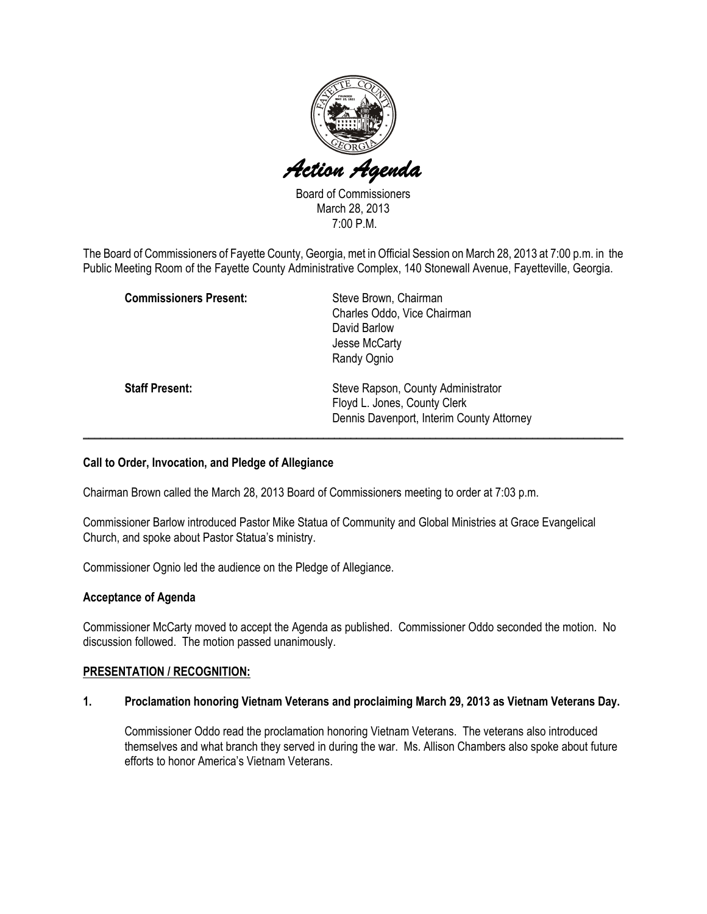# *Action Agenda*

Board of Commissioners
March 28, 2013
7:00 P.M.

The Board of Commissioners of Fayette County, Georgia, met in Official Session on March 28, 2013 at 7:00 p.m. in the Public Meeting Room of the Fayette County Administrative Complex, 140 Stonewall Avenue, Fayetteville, Georgia.

**Commissioners Present:**
Steve Brown, Chairman
Charles Oddo, Vice Chairman
David Barlow
Jesse McCarty
Randy Ognio

**Staff Present:**
Steve Rapson, County Administrator
Floyd L. Jones, County Clerk
Dennis Davenport, Interim County Attorney

---

**Call to Order, Invocation, and Pledge of Allegiance**

Chairman Brown called the March 28, 2013 Board of Commissioners meeting to order at 7:03 p.m.

Commissioner Barlow introduced Pastor Mike Statua of Community and Global Ministries at Grace Evangelical Church, and spoke about Pastor Statua's ministry.

Commissioner Ognio led the audience on the Pledge of Allegiance.

**Acceptance of Agenda**

Commissioner McCarty moved to accept the Agenda as published. Commissioner Oddo seconded the motion. No discussion followed. The motion passed unanimously.

**PRESENTATION / RECOGNITION:**

**1. Proclamation honoring Vietnam Veterans and proclaiming March 29, 2013 as Vietnam Veterans Day.**

Commissioner Oddo read the proclamation honoring Vietnam Veterans. The veterans also introduced themselves and what branch they served in during the war. Ms. Allison Chambers also spoke about future efforts to honor America's Vietnam Veterans.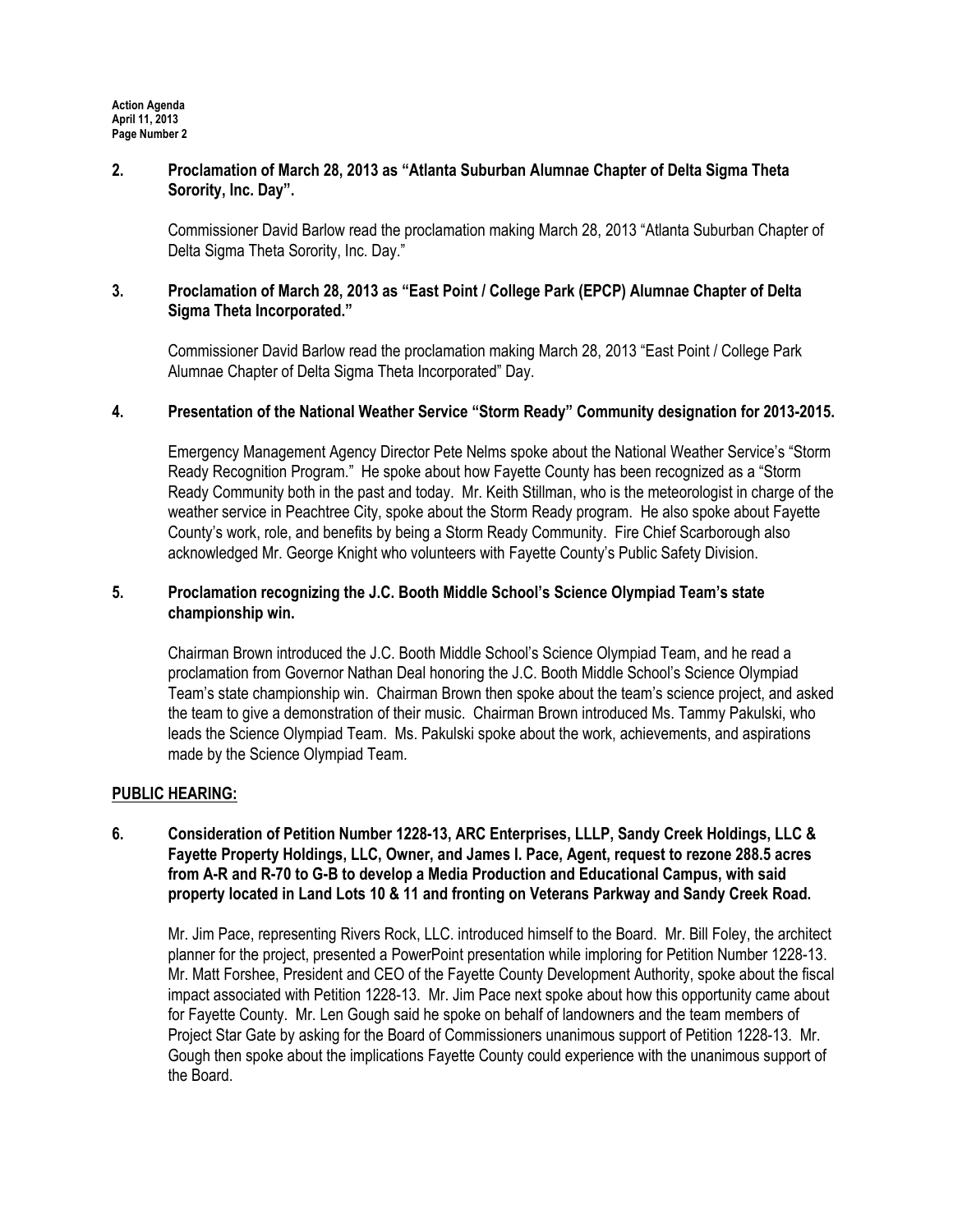**2. Proclamation of March 28, 2013 as "Atlanta Suburban Alumnae Chapter of Delta Sigma Theta Sorority, Inc. Day".**

Commissioner David Barlow read the proclamation making March 28, 2013 "Atlanta Suburban Chapter of Delta Sigma Theta Sorority, Inc. Day."

**3. Proclamation of March 28, 2013 as "East Point / College Park (EPCP) Alumnae Chapter of Delta Sigma Theta Incorporated."**

Commissioner David Barlow read the proclamation making March 28, 2013 "East Point / College Park Alumnae Chapter of Delta Sigma Theta Incorporated" Day.

**4. Presentation of the National Weather Service "Storm Ready" Community designation for 2013-2015.**

Emergency Management Agency Director Pete Nelms spoke about the National Weather Service's "Storm Ready Recognition Program." He spoke about how Fayette County has been recognized as a "Storm Ready Community both in the past and today. Mr. Keith Stillman, who is the meteorologist in charge of the weather service in Peachtree City, spoke about the Storm Ready program. He also spoke about Fayette County's work, role, and benefits by being a Storm Ready Community. Fire Chief Scarborough also acknowledged Mr. George Knight who volunteers with Fayette County's Public Safety Division.

**5. Proclamation recognizing the J.C. Booth Middle School's Science Olympiad Team's state championship win.**

Chairman Brown introduced the J.C. Booth Middle School's Science Olympiad Team, and he read a proclamation from Governor Nathan Deal honoring the J.C. Booth Middle School's Science Olympiad Team's state championship win. Chairman Brown then spoke about the team's science project, and asked the team to give a demonstration of their music. Chairman Brown introduced Ms. Tammy Pakulski, who leads the Science Olympiad Team. Ms. Pakulski spoke about the work, achievements, and aspirations made by the Science Olympiad Team.

## PUBLIC HEARING:

**6. Consideration of Petition Number 1228-13, ARC Enterprises, LLLP, Sandy Creek Holdings, LLC & Fayette Property Holdings, LLC, Owner, and James I. Pace, Agent, request to rezone 288.5 acres from A-R and R-70 to G-B to develop a Media Production and Educational Campus, with said property located in Land Lots 10 & 11 and fronting on Veterans Parkway and Sandy Creek Road.**

Mr. Jim Pace, representing Rivers Rock, LLC. introduced himself to the Board. Mr. Bill Foley, the architect planner for the project, presented a PowerPoint presentation while imploring for Petition Number 1228-13. Mr. Matt Forshee, President and CEO of the Fayette County Development Authority, spoke about the fiscal impact associated with Petition 1228-13. Mr. Jim Pace next spoke about how this opportunity came about for Fayette County. Mr. Len Gough said he spoke on behalf of landowners and the team members of Project Star Gate by asking for the Board of Commissioners unanimous support of Petition 1228-13. Mr. Gough then spoke about the implications Fayette County could experience with the unanimous support of the Board.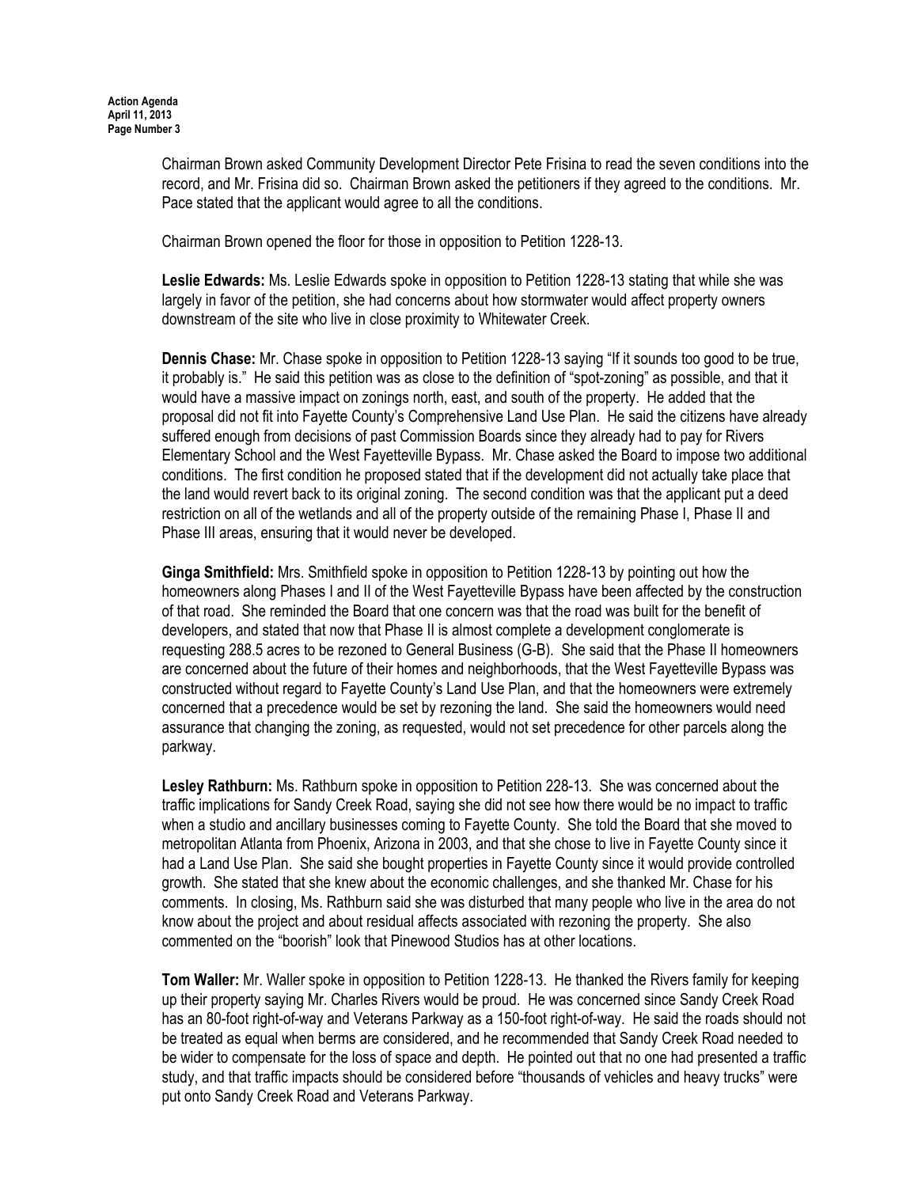Chairman Brown asked Community Development Director Pete Frisina to read the seven conditions into the record, and Mr. Frisina did so. Chairman Brown asked the petitioners if they agreed to the conditions. Mr. Pace stated that the applicant would agree to all the conditions.

Chairman Brown opened the floor for those in opposition to Petition 1228-13.

**Leslie Edwards:** Ms. Leslie Edwards spoke in opposition to Petition 1228-13 stating that while she was largely in favor of the petition, she had concerns about how stormwater would affect property owners downstream of the site who live in close proximity to Whitewater Creek.

**Dennis Chase:** Mr. Chase spoke in opposition to Petition 1228-13 saying "If it sounds too good to be true, it probably is." He said this petition was as close to the definition of "spot-zoning" as possible, and that it would have a massive impact on zonings north, east, and south of the property. He added that the proposal did not fit into Fayette County's Comprehensive Land Use Plan. He said the citizens have already suffered enough from decisions of past Commission Boards since they already had to pay for Rivers Elementary School and the West Fayetteville Bypass. Mr. Chase asked the Board to impose two additional conditions. The first condition he proposed stated that if the development did not actually take place that the land would revert back to its original zoning. The second condition was that the applicant put a deed restriction on all of the wetlands and all of the property outside of the remaining Phase I, Phase II and Phase III areas, ensuring that it would never be developed.

**Ginga Smithfield:** Mrs. Smithfield spoke in opposition to Petition 1228-13 by pointing out how the homeowners along Phases I and II of the West Fayetteville Bypass have been affected by the construction of that road. She reminded the Board that one concern was that the road was built for the benefit of developers, and stated that now that Phase II is almost complete a development conglomerate is requesting 288.5 acres to be rezoned to General Business (G-B). She said that the Phase II homeowners are concerned about the future of their homes and neighborhoods, that the West Fayetteville Bypass was constructed without regard to Fayette County's Land Use Plan, and that the homeowners were extremely concerned that a precedence would be set by rezoning the land. She said the homeowners would need assurance that changing the zoning, as requested, would not set precedence for other parcels along the parkway.

**Lesley Rathburn:** Ms. Rathburn spoke in opposition to Petition 228-13. She was concerned about the traffic implications for Sandy Creek Road, saying she did not see how there would be no impact to traffic when a studio and ancillary businesses coming to Fayette County. She told the Board that she moved to metropolitan Atlanta from Phoenix, Arizona in 2003, and that she chose to live in Fayette County since it had a Land Use Plan. She said she bought properties in Fayette County since it would provide controlled growth. She stated that she knew about the economic challenges, and she thanked Mr. Chase for his comments. In closing, Ms. Rathburn said she was disturbed that many people who live in the area do not know about the project and about residual affects associated with rezoning the property. She also commented on the "boorish" look that Pinewood Studios has at other locations.

**Tom Waller:** Mr. Waller spoke in opposition to Petition 1228-13. He thanked the Rivers family for keeping up their property saying Mr. Charles Rivers would be proud. He was concerned since Sandy Creek Road has an 80-foot right-of-way and Veterans Parkway as a 150-foot right-of-way. He said the roads should not be treated as equal when berms are considered, and he recommended that Sandy Creek Road needed to be wider to compensate for the loss of space and depth. He pointed out that no one had presented a traffic study, and that traffic impacts should be considered before "thousands of vehicles and heavy trucks" were put onto Sandy Creek Road and Veterans Parkway.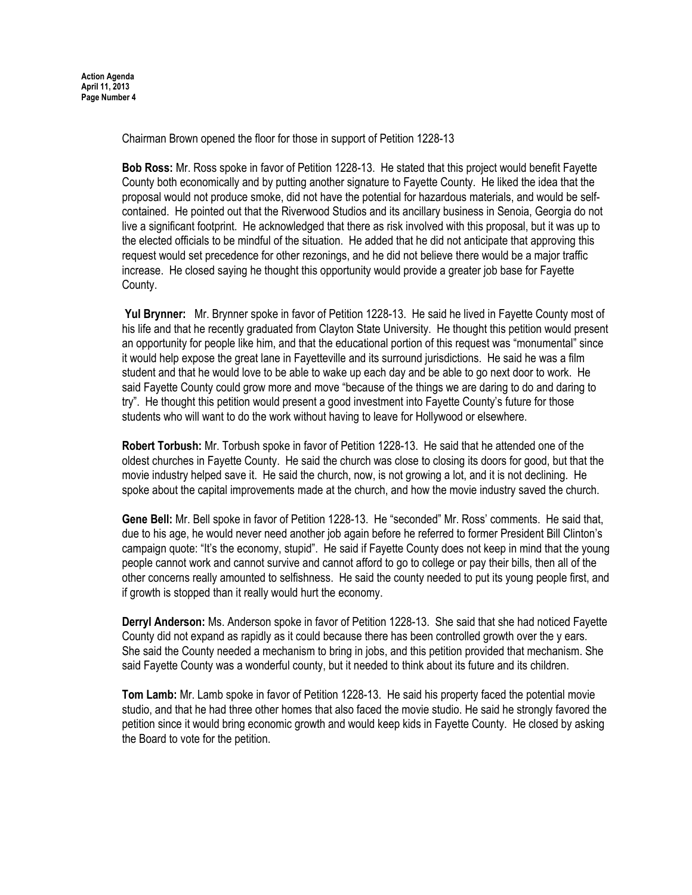Chairman Brown opened the floor for those in support of Petition 1228-13

**Bob Ross:** Mr. Ross spoke in favor of Petition 1228-13. He stated that this project would benefit Fayette County both economically and by putting another signature to Fayette County. He liked the idea that the proposal would not produce smoke, did not have the potential for hazardous materials, and would be self-contained. He pointed out that the Riverwood Studios and its ancillary business in Senoia, Georgia do not live a significant footprint. He acknowledged that there as risk involved with this proposal, but it was up to the elected officials to be mindful of the situation. He added that he did not anticipate that approving this request would set precedence for other rezonings, and he did not believe there would be a major traffic increase. He closed saying he thought this opportunity would provide a greater job base for Fayette County.

**Yul Brynner:** Mr. Brynner spoke in favor of Petition 1228-13. He said he lived in Fayette County most of his life and that he recently graduated from Clayton State University. He thought this petition would present an opportunity for people like him, and that the educational portion of this request was "monumental" since it would help expose the great lane in Fayetteville and its surround jurisdictions. He said he was a film student and that he would love to be able to wake up each day and be able to go next door to work. He said Fayette County could grow more and move "because of the things we are daring to do and daring to try". He thought this petition would present a good investment into Fayette County's future for those students who will want to do the work without having to leave for Hollywood or elsewhere.

**Robert Torbush:** Mr. Torbush spoke in favor of Petition 1228-13. He said that he attended one of the oldest churches in Fayette County. He said the church was close to closing its doors for good, but that the movie industry helped save it. He said the church, now, is not growing a lot, and it is not declining. He spoke about the capital improvements made at the church, and how the movie industry saved the church.

**Gene Bell:** Mr. Bell spoke in favor of Petition 1228-13. He "seconded" Mr. Ross' comments. He said that, due to his age, he would never need another job again before he referred to former President Bill Clinton's campaign quote: "It's the economy, stupid". He said if Fayette County does not keep in mind that the young people cannot work and cannot survive and cannot afford to go to college or pay their bills, then all of the other concerns really amounted to selfishness. He said the county needed to put its young people first, and if growth is stopped than it really would hurt the economy.

**Derryl Anderson:** Ms. Anderson spoke in favor of Petition 1228-13. She said that she had noticed Fayette County did not expand as rapidly as it could because there has been controlled growth over the y ears. She said the County needed a mechanism to bring in jobs, and this petition provided that mechanism. She said Fayette County was a wonderful county, but it needed to think about its future and its children.

**Tom Lamb:** Mr. Lamb spoke in favor of Petition 1228-13. He said his property faced the potential movie studio, and that he had three other homes that also faced the movie studio. He said he strongly favored the petition since it would bring economic growth and would keep kids in Fayette County. He closed by asking the Board to vote for the petition.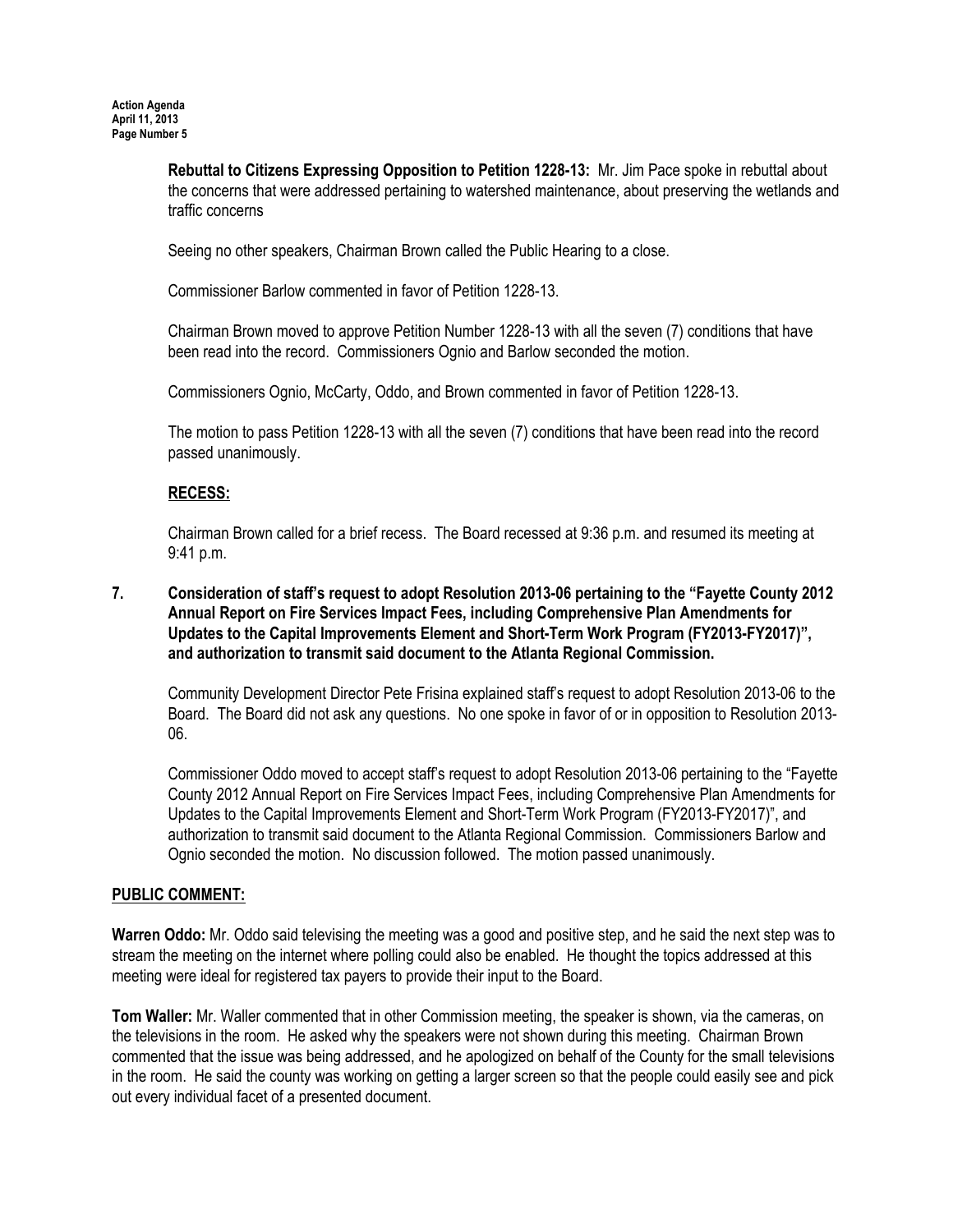**Rebuttal to Citizens Expressing Opposition to Petition 1228-13:** Mr. Jim Pace spoke in rebuttal about the concerns that were addressed pertaining to watershed maintenance, about preserving the wetlands and traffic concerns

Seeing no other speakers, Chairman Brown called the Public Hearing to a close.

Commissioner Barlow commented in favor of Petition 1228-13.

Chairman Brown moved to approve Petition Number 1228-13 with all the seven (7) conditions that have been read into the record. Commissioners Ognio and Barlow seconded the motion.

Commissioners Ognio, McCarty, Oddo, and Brown commented in favor of Petition 1228-13.

The motion to pass Petition 1228-13 with all the seven (7) conditions that have been read into the record passed unanimously.

**RECESS:**

Chairman Brown called for a brief recess. The Board recessed at 9:36 p.m. and resumed its meeting at 9:41 p.m.

**7. Consideration of staff's request to adopt Resolution 2013-06 pertaining to the "Fayette County 2012 Annual Report on Fire Services Impact Fees, including Comprehensive Plan Amendments for Updates to the Capital Improvements Element and Short-Term Work Program (FY2013-FY2017)", and authorization to transmit said document to the Atlanta Regional Commission.**

Community Development Director Pete Frisina explained staff's request to adopt Resolution 2013-06 to the Board. The Board did not ask any questions. No one spoke in favor of or in opposition to Resolution 2013-06.

Commissioner Oddo moved to accept staff's request to adopt Resolution 2013-06 pertaining to the "Fayette County 2012 Annual Report on Fire Services Impact Fees, including Comprehensive Plan Amendments for Updates to the Capital Improvements Element and Short-Term Work Program (FY2013-FY2017)", and authorization to transmit said document to the Atlanta Regional Commission. Commissioners Barlow and Ognio seconded the motion. No discussion followed. The motion passed unanimously.

**PUBLIC COMMENT:**

**Warren Oddo:** Mr. Oddo said televising the meeting was a good and positive step, and he said the next step was to stream the meeting on the internet where polling could also be enabled. He thought the topics addressed at this meeting were ideal for registered tax payers to provide their input to the Board.

**Tom Waller:** Mr. Waller commented that in other Commission meeting, the speaker is shown, via the cameras, on the televisions in the room. He asked why the speakers were not shown during this meeting. Chairman Brown commented that the issue was being addressed, and he apologized on behalf of the County for the small televisions in the room. He said the county was working on getting a larger screen so that the people could easily see and pick out every individual facet of a presented document.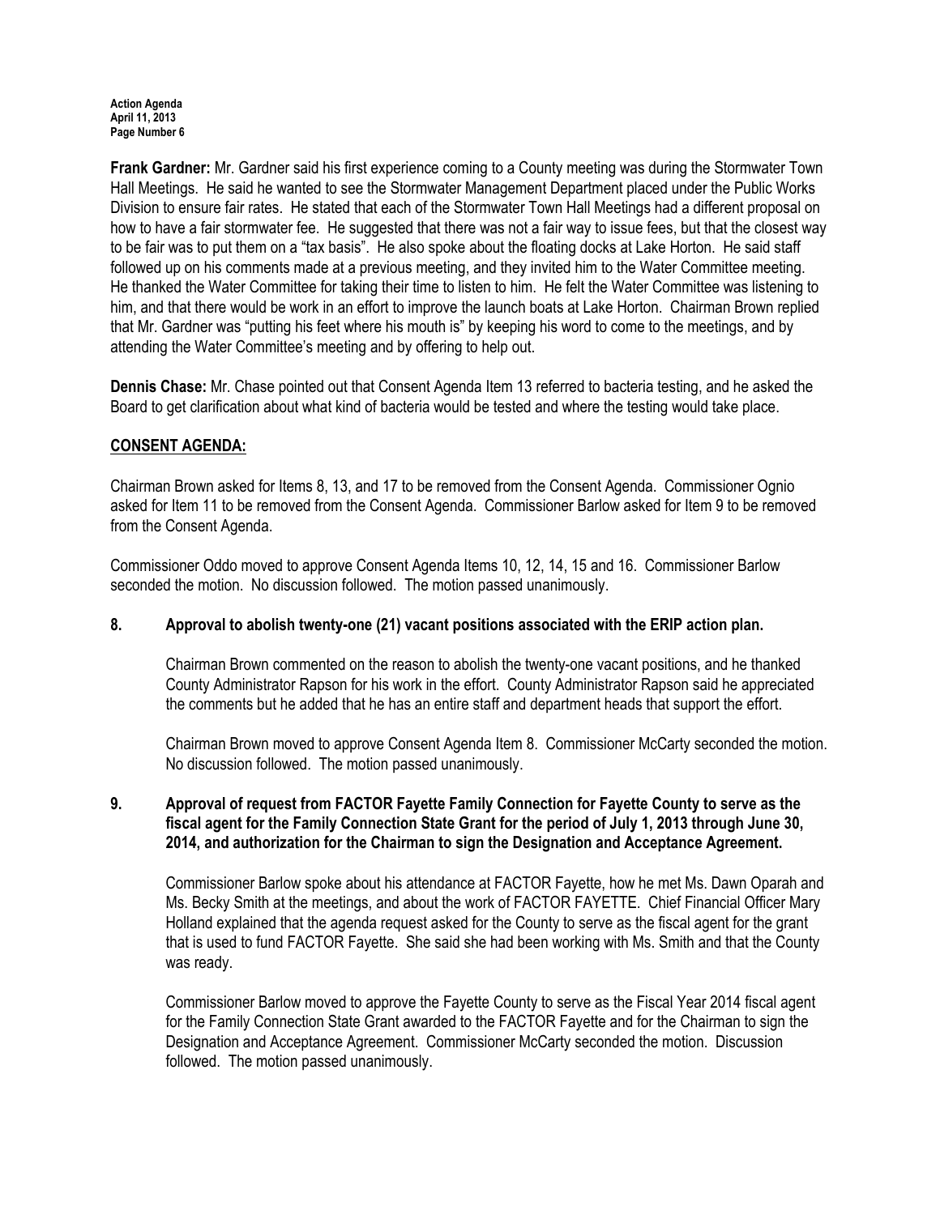**Frank Gardner:** Mr. Gardner said his first experience coming to a County meeting was during the Stormwater Town Hall Meetings. He said he wanted to see the Stormwater Management Department placed under the Public Works Division to ensure fair rates. He stated that each of the Stormwater Town Hall Meetings had a different proposal on how to have a fair stormwater fee. He suggested that there was not a fair way to issue fees, but that the closest way to be fair was to put them on a "tax basis". He also spoke about the floating docks at Lake Horton. He said staff followed up on his comments made at a previous meeting, and they invited him to the Water Committee meeting. He thanked the Water Committee for taking their time to listen to him. He felt the Water Committee was listening to him, and that there would be work in an effort to improve the launch boats at Lake Horton. Chairman Brown replied that Mr. Gardner was "putting his feet where his mouth is" by keeping his word to come to the meetings, and by attending the Water Committee's meeting and by offering to help out.

**Dennis Chase:** Mr. Chase pointed out that Consent Agenda Item 13 referred to bacteria testing, and he asked the Board to get clarification about what kind of bacteria would be tested and where the testing would take place.

## CONSENT AGENDA:

Chairman Brown asked for Items 8, 13, and 17 to be removed from the Consent Agenda. Commissioner Ognio asked for Item 11 to be removed from the Consent Agenda. Commissioner Barlow asked for Item 9 to be removed from the Consent Agenda.

Commissioner Oddo moved to approve Consent Agenda Items 10, 12, 14, 15 and 16. Commissioner Barlow seconded the motion. No discussion followed. The motion passed unanimously.

**8. Approval to abolish twenty-one (21) vacant positions associated with the ERIP action plan.**

Chairman Brown commented on the reason to abolish the twenty-one vacant positions, and he thanked County Administrator Rapson for his work in the effort. County Administrator Rapson said he appreciated the comments but he added that he has an entire staff and department heads that support the effort.

Chairman Brown moved to approve Consent Agenda Item 8. Commissioner McCarty seconded the motion. No discussion followed. The motion passed unanimously.

**9. Approval of request from FACTOR Fayette Family Connection for Fayette County to serve as the fiscal agent for the Family Connection State Grant for the period of July 1, 2013 through June 30, 2014, and authorization for the Chairman to sign the Designation and Acceptance Agreement.**

Commissioner Barlow spoke about his attendance at FACTOR Fayette, how he met Ms. Dawn Oparah and Ms. Becky Smith at the meetings, and about the work of FACTOR FAYETTE. Chief Financial Officer Mary Holland explained that the agenda request asked for the County to serve as the fiscal agent for the grant that is used to fund FACTOR Fayette. She said she had been working with Ms. Smith and that the County was ready.

Commissioner Barlow moved to approve the Fayette County to serve as the Fiscal Year 2014 fiscal agent for the Family Connection State Grant awarded to the FACTOR Fayette and for the Chairman to sign the Designation and Acceptance Agreement. Commissioner McCarty seconded the motion. Discussion followed. The motion passed unanimously.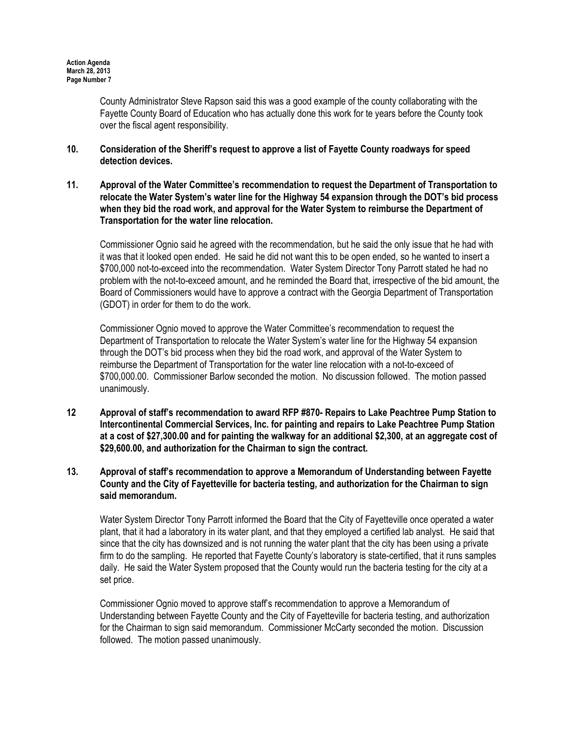County Administrator Steve Rapson said this was a good example of the county collaborating with the Fayette County Board of Education who has actually done this work for te years before the County took over the fiscal agent responsibility.

**10. Consideration of the Sheriff's request to approve a list of Fayette County roadways for speed detection devices.**

**11. Approval of the Water Committee's recommendation to request the Department of Transportation to relocate the Water System's water line for the Highway 54 expansion through the DOT's bid process when they bid the road work, and approval for the Water System to reimburse the Department of Transportation for the water line relocation.**

Commissioner Ognio said he agreed with the recommendation, but he said the only issue that he had with it was that it looked open ended. He said he did not want this to be open ended, so he wanted to insert a $700,000 not-to-exceed into the recommendation. Water System Director Tony Parrott stated he had no problem with the not-to-exceed amount, and he reminded the Board that, irrespective of the bid amount, the Board of Commissioners would have to approve a contract with the Georgia Department of Transportation (GDOT) in order for them to do the work.

Commissioner Ognio moved to approve the Water Committee's recommendation to request the Department of Transportation to relocate the Water System's water line for the Highway 54 expansion through the DOT's bid process when they bid the road work, and approval of the Water System to reimburse the Department of Transportation for the water line relocation with a not-to-exceed of $700,000.00. Commissioner Barlow seconded the motion. No discussion followed. The motion passed unanimously.

**12 Approval of staff's recommendation to award RFP #870- Repairs to Lake Peachtree Pump Station to Intercontinental Commercial Services, Inc. for painting and repairs to Lake Peachtree Pump Station at a cost of $27,300.00 and for painting the walkway for an additional $2,300, at an aggregate cost of $29,600.00, and authorization for the Chairman to sign the contract.**

**13. Approval of staff's recommendation to approve a Memorandum of Understanding between Fayette County and the City of Fayetteville for bacteria testing, and authorization for the Chairman to sign said memorandum.**

Water System Director Tony Parrott informed the Board that the City of Fayetteville once operated a water plant, that it had a laboratory in its water plant, and that they employed a certified lab analyst. He said that since that the city has downsized and is not running the water plant that the city has been using a private firm to do the sampling. He reported that Fayette County's laboratory is state-certified, that it runs samples daily. He said the Water System proposed that the County would run the bacteria testing for the city at a set price.

Commissioner Ognio moved to approve staff's recommendation to approve a Memorandum of Understanding between Fayette County and the City of Fayetteville for bacteria testing, and authorization for the Chairman to sign said memorandum. Commissioner McCarty seconded the motion. Discussion followed. The motion passed unanimously.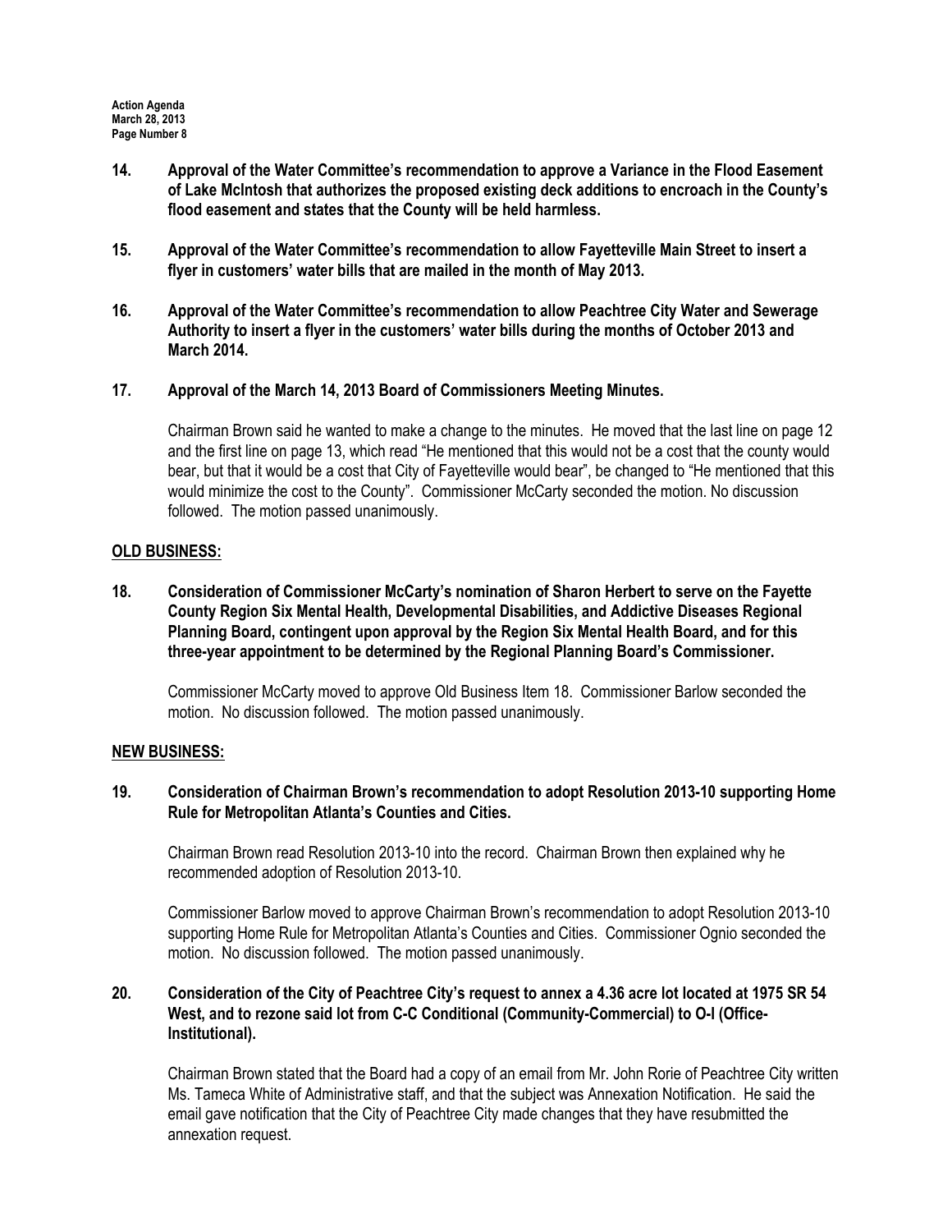**14. Approval of the Water Committee's recommendation to approve a Variance in the Flood Easement of Lake McIntosh that authorizes the proposed existing deck additions to encroach in the County's flood easement and states that the County will be held harmless.**

**15. Approval of the Water Committee's recommendation to allow Fayetteville Main Street to insert a flyer in customers' water bills that are mailed in the month of May 2013.**

**16. Approval of the Water Committee's recommendation to allow Peachtree City Water and Sewerage Authority to insert a flyer in the customers' water bills during the months of October 2013 and March 2014.**

**17. Approval of the March 14, 2013 Board of Commissioners Meeting Minutes.**

Chairman Brown said he wanted to make a change to the minutes. He moved that the last line on page 12 and the first line on page 13, which read "He mentioned that this would not be a cost that the county would bear, but that it would be a cost that City of Fayetteville would bear", be changed to "He mentioned that this would minimize the cost to the County". Commissioner McCarty seconded the motion. No discussion followed. The motion passed unanimously.

## OLD BUSINESS:

**18. Consideration of Commissioner McCarty's nomination of Sharon Herbert to serve on the Fayette County Region Six Mental Health, Developmental Disabilities, and Addictive Diseases Regional Planning Board, contingent upon approval by the Region Six Mental Health Board, and for this three-year appointment to be determined by the Regional Planning Board's Commissioner.**

Commissioner McCarty moved to approve Old Business Item 18. Commissioner Barlow seconded the motion. No discussion followed. The motion passed unanimously.

## NEW BUSINESS:

**19. Consideration of Chairman Brown's recommendation to adopt Resolution 2013-10 supporting Home Rule for Metropolitan Atlanta's Counties and Cities.**

Chairman Brown read Resolution 2013-10 into the record. Chairman Brown then explained why he recommended adoption of Resolution 2013-10.

Commissioner Barlow moved to approve Chairman Brown's recommendation to adopt Resolution 2013-10 supporting Home Rule for Metropolitan Atlanta's Counties and Cities. Commissioner Ognio seconded the motion. No discussion followed. The motion passed unanimously.

**20. Consideration of the City of Peachtree City's request to annex a 4.36 acre lot located at 1975 SR 54 West, and to rezone said lot from C-C Conditional (Community-Commercial) to O-I (Office-Institutional).**

Chairman Brown stated that the Board had a copy of an email from Mr. John Rorie of Peachtree City written Ms. Tameca White of Administrative staff, and that the subject was Annexation Notification. He said the email gave notification that the City of Peachtree City made changes that they have resubmitted the annexation request.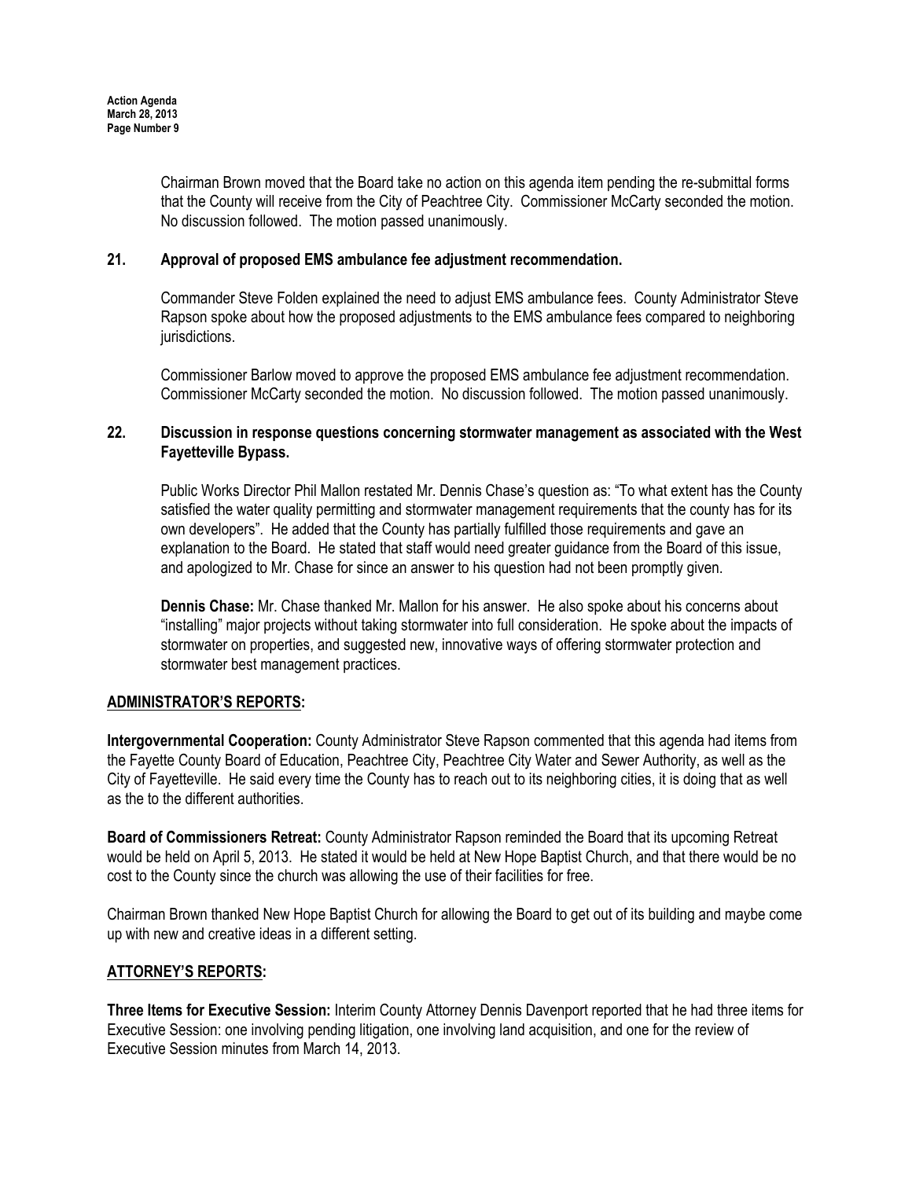Chairman Brown moved that the Board take no action on this agenda item pending the re-submittal forms that the County will receive from the City of Peachtree City. Commissioner McCarty seconded the motion. No discussion followed. The motion passed unanimously.

**21. Approval of proposed EMS ambulance fee adjustment recommendation.**

Commander Steve Folden explained the need to adjust EMS ambulance fees. County Administrator Steve Rapson spoke about how the proposed adjustments to the EMS ambulance fees compared to neighboring jurisdictions.

Commissioner Barlow moved to approve the proposed EMS ambulance fee adjustment recommendation. Commissioner McCarty seconded the motion. No discussion followed. The motion passed unanimously.

**22. Discussion in response questions concerning stormwater management as associated with the West Fayetteville Bypass.**

Public Works Director Phil Mallon restated Mr. Dennis Chase's question as: "To what extent has the County satisfied the water quality permitting and stormwater management requirements that the county has for its own developers". He added that the County has partially fulfilled those requirements and gave an explanation to the Board. He stated that staff would need greater guidance from the Board of this issue, and apologized to Mr. Chase for since an answer to his question had not been promptly given.

**Dennis Chase:** Mr. Chase thanked Mr. Mallon for his answer. He also spoke about his concerns about "installing" major projects without taking stormwater into full consideration. He spoke about the impacts of stormwater on properties, and suggested new, innovative ways of offering stormwater protection and stormwater best management practices.

## ADMINISTRATOR'S REPORTS:

**Intergovernmental Cooperation:** County Administrator Steve Rapson commented that this agenda had items from the Fayette County Board of Education, Peachtree City, Peachtree City Water and Sewer Authority, as well as the City of Fayetteville. He said every time the County has to reach out to its neighboring cities, it is doing that as well as the to the different authorities.

**Board of Commissioners Retreat:** County Administrator Rapson reminded the Board that its upcoming Retreat would be held on April 5, 2013. He stated it would be held at New Hope Baptist Church, and that there would be no cost to the County since the church was allowing the use of their facilities for free.

Chairman Brown thanked New Hope Baptist Church for allowing the Board to get out of its building and maybe come up with new and creative ideas in a different setting.

## ATTORNEY'S REPORTS:

**Three Items for Executive Session:** Interim County Attorney Dennis Davenport reported that he had three items for Executive Session: one involving pending litigation, one involving land acquisition, and one for the review of Executive Session minutes from March 14, 2013.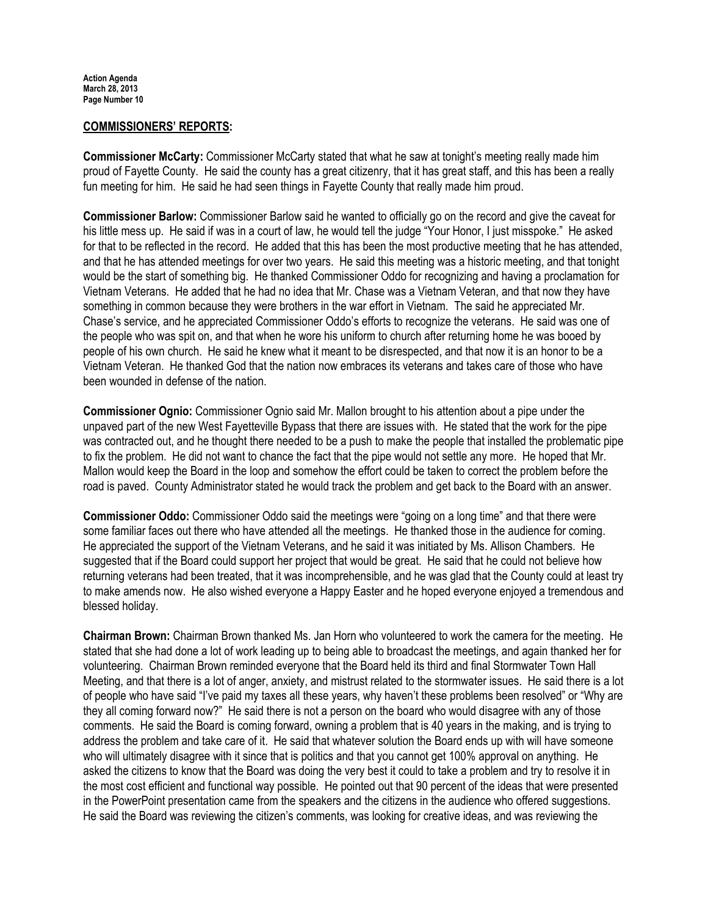## COMMISSIONERS' REPORTS:

**Commissioner McCarty:** Commissioner McCarty stated that what he saw at tonight's meeting really made him proud of Fayette County. He said the county has a great citizenry, that it has great staff, and this has been a really fun meeting for him. He said he had seen things in Fayette County that really made him proud.

**Commissioner Barlow:** Commissioner Barlow said he wanted to officially go on the record and give the caveat for his little mess up. He said if was in a court of law, he would tell the judge "Your Honor, I just misspoke." He asked for that to be reflected in the record. He added that this has been the most productive meeting that he has attended, and that he has attended meetings for over two years. He said this meeting was a historic meeting, and that tonight would be the start of something big. He thanked Commissioner Oddo for recognizing and having a proclamation for Vietnam Veterans. He added that he had no idea that Mr. Chase was a Vietnam Veteran, and that now they have something in common because they were brothers in the war effort in Vietnam. The said he appreciated Mr. Chase's service, and he appreciated Commissioner Oddo's efforts to recognize the veterans. He said was one of the people who was spit on, and that when he wore his uniform to church after returning home he was booed by people of his own church. He said he knew what it meant to be disrespected, and that now it is an honor to be a Vietnam Veteran. He thanked God that the nation now embraces its veterans and takes care of those who have been wounded in defense of the nation.

**Commissioner Ognio:** Commissioner Ognio said Mr. Mallon brought to his attention about a pipe under the unpaved part of the new West Fayetteville Bypass that there are issues with. He stated that the work for the pipe was contracted out, and he thought there needed to be a push to make the people that installed the problematic pipe to fix the problem. He did not want to chance the fact that the pipe would not settle any more. He hoped that Mr. Mallon would keep the Board in the loop and somehow the effort could be taken to correct the problem before the road is paved. County Administrator stated he would track the problem and get back to the Board with an answer.

**Commissioner Oddo:** Commissioner Oddo said the meetings were "going on a long time" and that there were some familiar faces out there who have attended all the meetings. He thanked those in the audience for coming. He appreciated the support of the Vietnam Veterans, and he said it was initiated by Ms. Allison Chambers. He suggested that if the Board could support her project that would be great. He said that he could not believe how returning veterans had been treated, that it was incomprehensible, and he was glad that the County could at least try to make amends now. He also wished everyone a Happy Easter and he hoped everyone enjoyed a tremendous and blessed holiday.

**Chairman Brown:** Chairman Brown thanked Ms. Jan Horn who volunteered to work the camera for the meeting. He stated that she had done a lot of work leading up to being able to broadcast the meetings, and again thanked her for volunteering. Chairman Brown reminded everyone that the Board held its third and final Stormwater Town Hall Meeting, and that there is a lot of anger, anxiety, and mistrust related to the stormwater issues. He said there is a lot of people who have said "I've paid my taxes all these years, why haven't these problems been resolved" or "Why are they all coming forward now?" He said there is not a person on the board who would disagree with any of those comments. He said the Board is coming forward, owning a problem that is 40 years in the making, and is trying to address the problem and take care of it. He said that whatever solution the Board ends up with will have someone who will ultimately disagree with it since that is politics and that you cannot get 100% approval on anything. He asked the citizens to know that the Board was doing the very best it could to take a problem and try to resolve it in the most cost efficient and functional way possible. He pointed out that 90 percent of the ideas that were presented in the PowerPoint presentation came from the speakers and the citizens in the audience who offered suggestions. He said the Board was reviewing the citizen's comments, was looking for creative ideas, and was reviewing the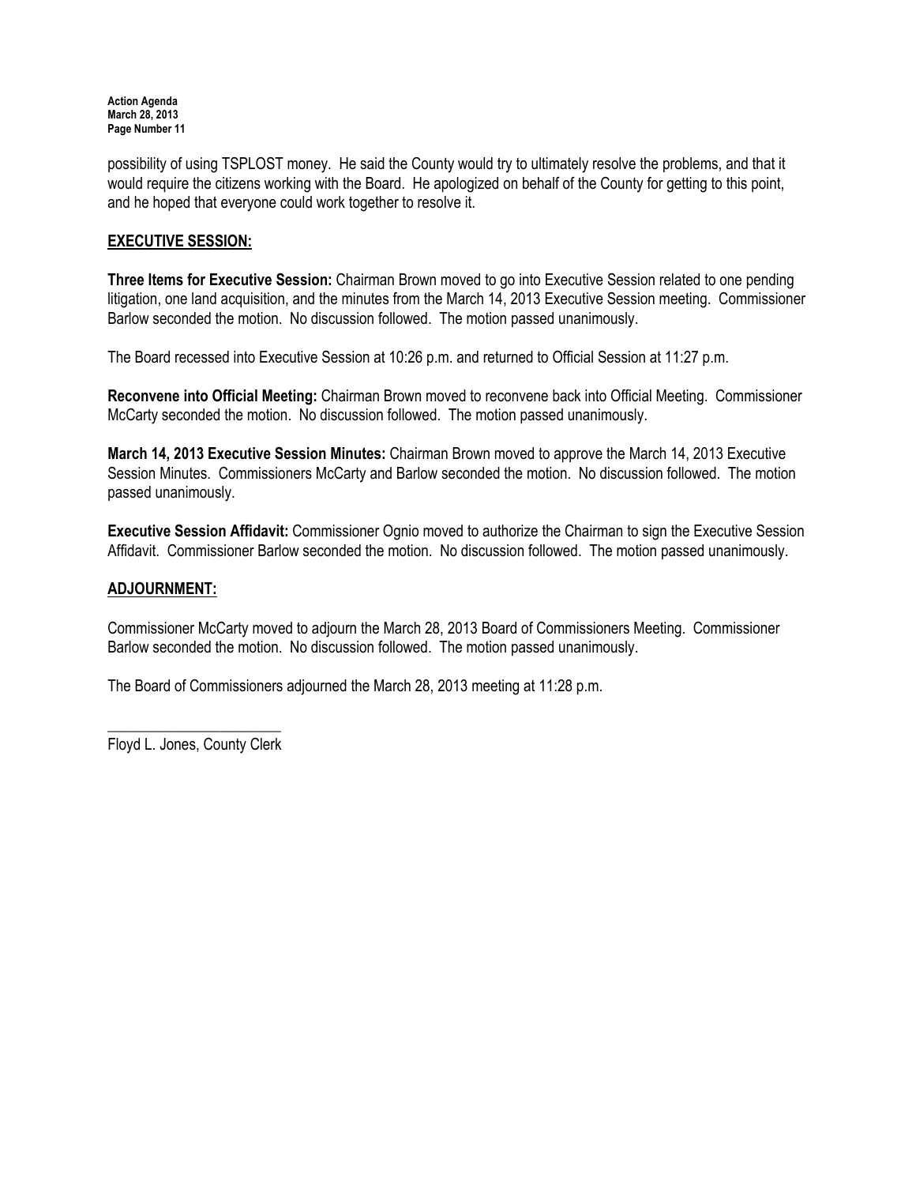possibility of using TSPLOST money. He said the County would try to ultimately resolve the problems, and that it would require the citizens working with the Board. He apologized on behalf of the County for getting to this point, and he hoped that everyone could work together to resolve it.

## EXECUTIVE SESSION:

**Three Items for Executive Session:** Chairman Brown moved to go into Executive Session related to one pending litigation, one land acquisition, and the minutes from the March 14, 2013 Executive Session meeting. Commissioner Barlow seconded the motion. No discussion followed. The motion passed unanimously.

The Board recessed into Executive Session at 10:26 p.m. and returned to Official Session at 11:27 p.m.

**Reconvene into Official Meeting:** Chairman Brown moved to reconvene back into Official Meeting. Commissioner McCarty seconded the motion. No discussion followed. The motion passed unanimously.

**March 14, 2013 Executive Session Minutes:** Chairman Brown moved to approve the March 14, 2013 Executive Session Minutes. Commissioners McCarty and Barlow seconded the motion. No discussion followed. The motion passed unanimously.

**Executive Session Affidavit:** Commissioner Ognio moved to authorize the Chairman to sign the Executive Session Affidavit. Commissioner Barlow seconded the motion. No discussion followed. The motion passed unanimously.

## ADJOURNMENT:

Commissioner McCarty moved to adjourn the March 28, 2013 Board of Commissioners Meeting. Commissioner Barlow seconded the motion. No discussion followed. The motion passed unanimously.

The Board of Commissioners adjourned the March 28, 2013 meeting at 11:28 p.m.

\_\_\_\_\_\_\_\_\_\_\_\_\_\_\_\_\_\_\_\_\_\_\_\_

Floyd L. Jones, County Clerk